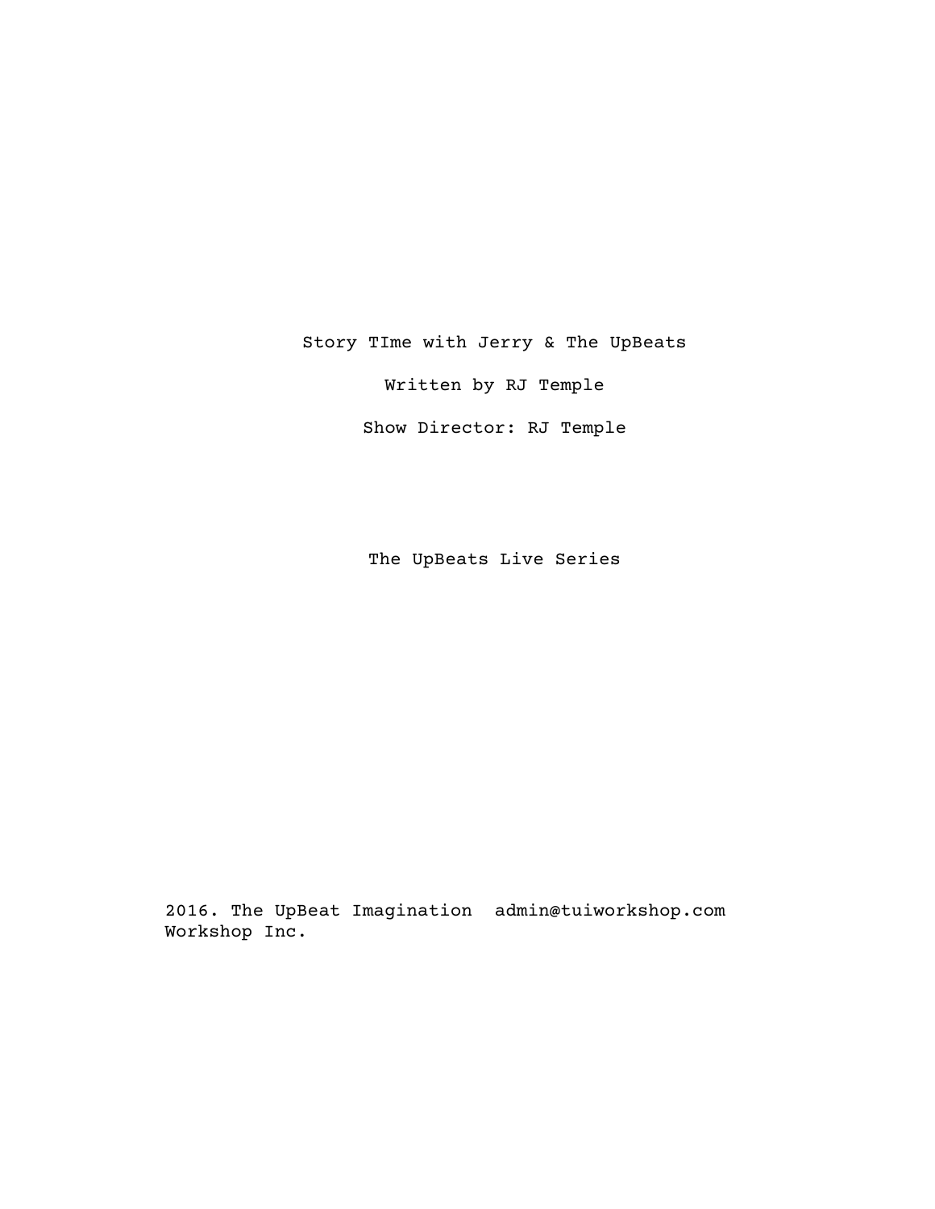# Story TIme with Jerry & The UpBeats

Written by RJ Temple

Show Director: RJ Temple

The UpBeats Live Series

2016. The UpBeat Imagination Workshop Inc.  admin@tuiworkshop.com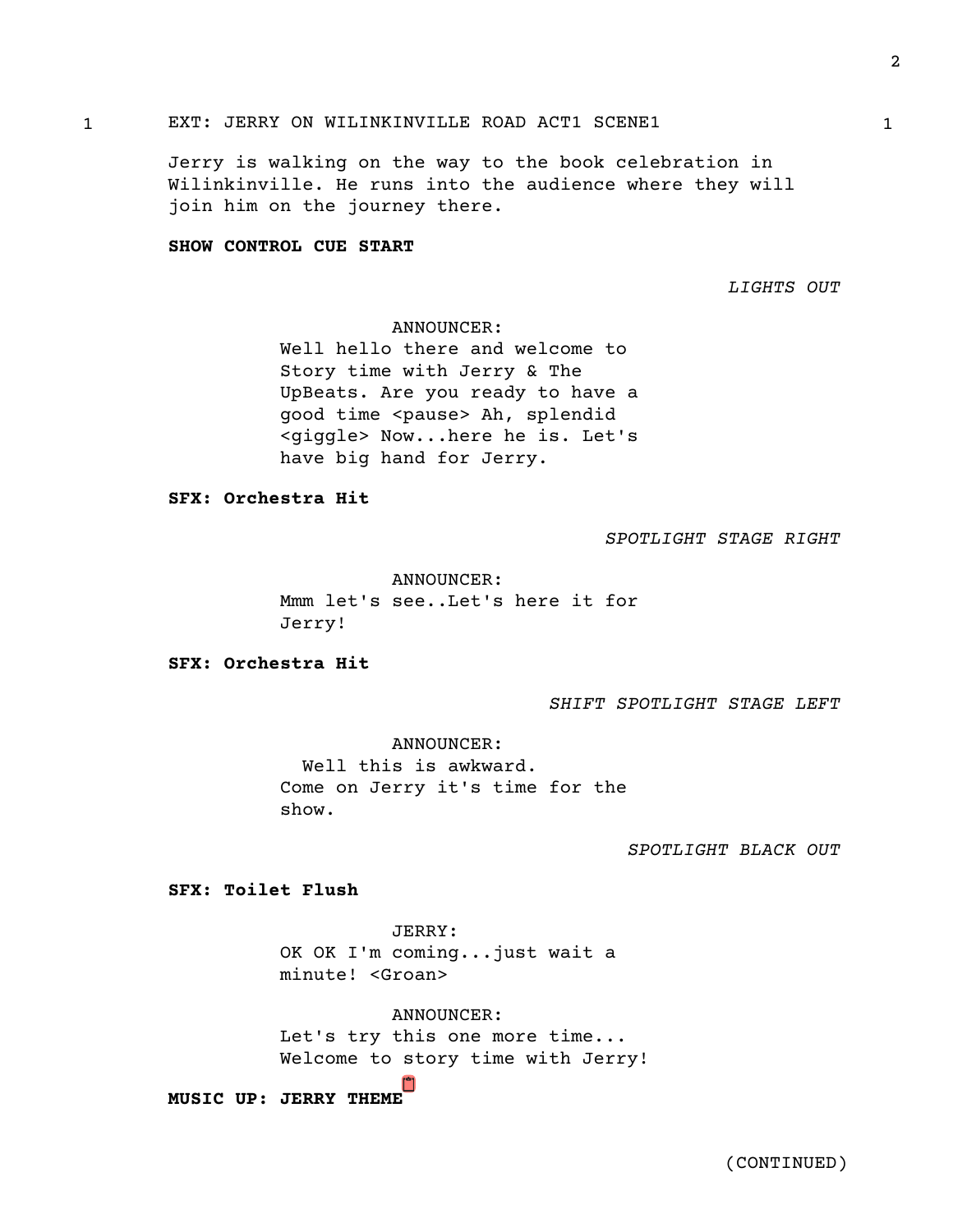1 EXT: JERRY ON WILINKINVILLE ROAD ACT1 SCENE1 1

Jerry is walking on the way to the book celebration in Wilinkinville. He runs into the audience where they will join him on the journey there.

**SHOW CONTROL CUE START**

*LIGHTS OUT*

ANNOUNCER:
Well hello there and welcome to Story time with Jerry & The UpBeats. Are you ready to have a good time <pause> Ah, splendid <giggle> Now...here he is. Let's have big hand for Jerry.

**SFX: Orchestra Hit**

*SPOTLIGHT STAGE RIGHT*

ANNOUNCER:
Mmm let's see..Let's here it for Jerry!

**SFX: Orchestra Hit**

*SHIFT SPOTLIGHT STAGE LEFT*

ANNOUNCER:
Well this is awkward.
Come on Jerry it's time for the show.

*SPOTLIGHT BLACK OUT*

**SFX: Toilet Flush**

JERRY:
OK OK I'm coming...just wait a minute! <Groan>

ANNOUNCER:
Let's try this one more time...
Welcome to story time with Jerry!

**MUSIC UP: JERRY THEME**

(CONTINUED)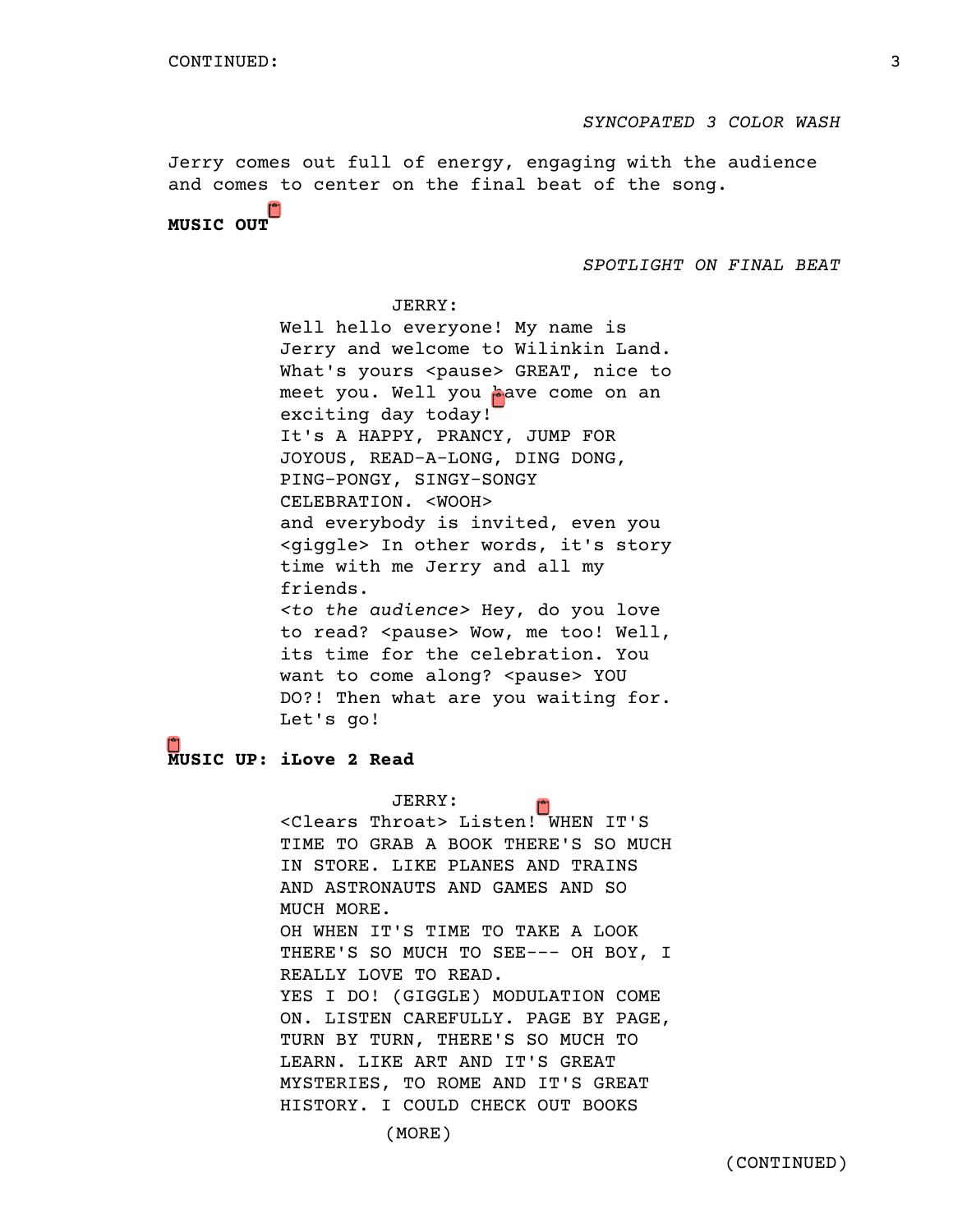CONTINUED:

*SYNCOPATED 3 COLOR WASH*

Jerry comes out full of energy, engaging with the audience and comes to center on the final beat of the song.

**MUSIC OUT**

*SPOTLIGHT ON FINAL BEAT*

JERRY:

Well hello everyone! My name is Jerry and welcome to Wilinkin Land. What's yours <pause> GREAT, nice to meet you. Well you have come on an exciting day today!
It's A HAPPY, PRANCY, JUMP FOR JOYOUS, READ-A-LONG, DING DONG, PING-PONGY, SINGY-SONGY CELEBRATION. <WOOH>
and everybody is invited, even you <giggle> In other words, it's story time with me Jerry and all my friends.
<*to the audience*> Hey, do you love to read? <pause> Wow, me too! Well, its time for the celebration. You want to come along? <pause> YOU DO?! Then what are you waiting for. Let's go!

**MUSIC UP: iLove 2 Read**

JERRY:

<Clears Throat> Listen! WHEN IT'S TIME TO GRAB A BOOK THERE'S SO MUCH IN STORE. LIKE PLANES AND TRAINS AND ASTRONAUTS AND GAMES AND SO MUCH MORE.
OH WHEN IT'S TIME TO TAKE A LOOK THERE'S SO MUCH TO SEE--- OH BOY, I REALLY LOVE TO READ.
YES I DO! (GIGGLE) MODULATION COME ON. LISTEN CAREFULLY. PAGE BY PAGE, TURN BY TURN, THERE'S SO MUCH TO LEARN. LIKE ART AND IT'S GREAT MYSTERIES, TO ROME AND IT'S GREAT HISTORY. I COULD CHECK OUT BOOKS

(MORE)

(CONTINUED)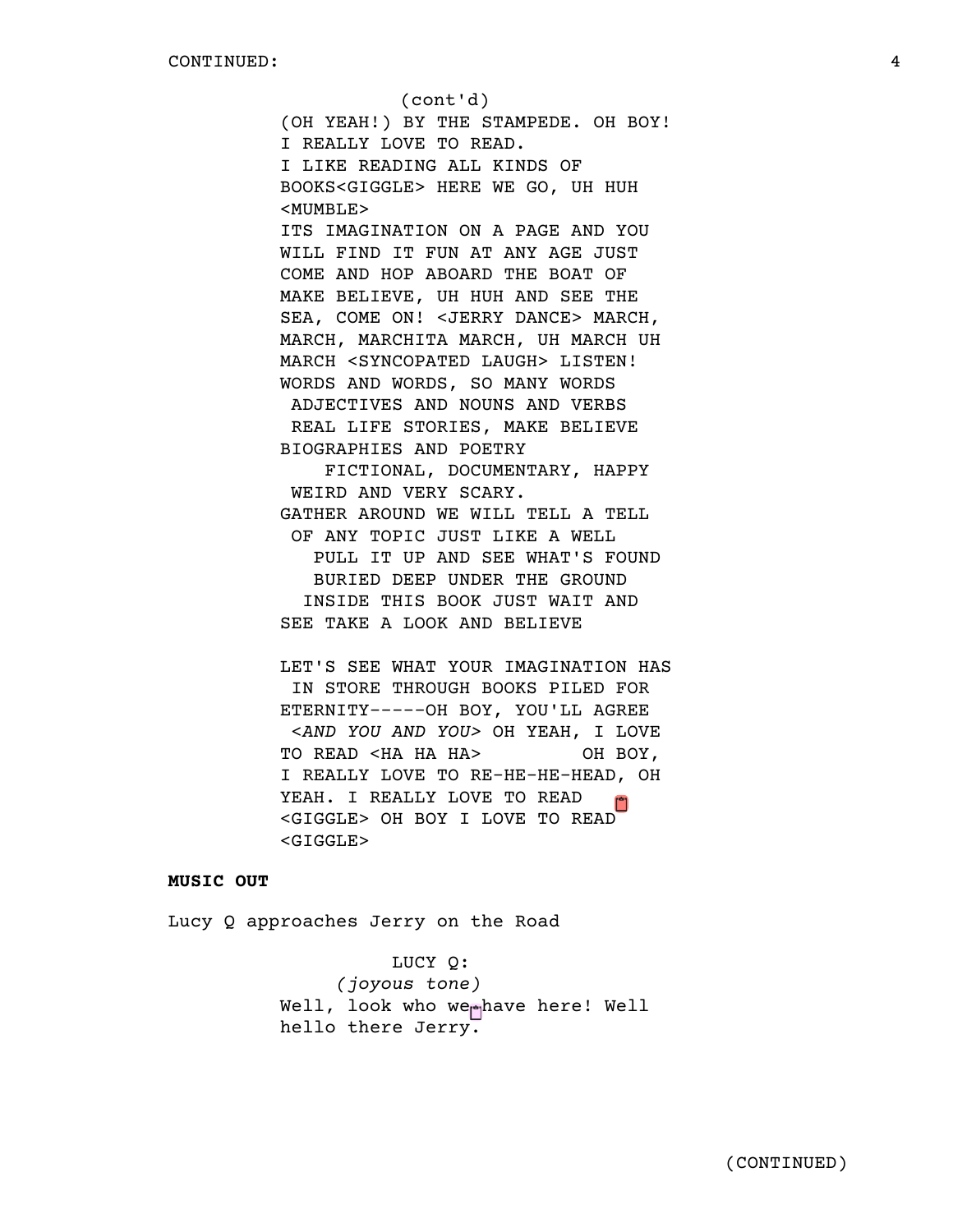CONTINUED:

(cont'd)

(OH YEAH!) BY THE STAMPEDE. OH BOY!
I REALLY LOVE TO READ.
I LIKE READING ALL KINDS OF
BOOKS<GIGGLE> HERE WE GO, UH HUH
<MUMBLE>
ITS IMAGINATION ON A PAGE AND YOU
WILL FIND IT FUN AT ANY AGE JUST
COME AND HOP ABOARD THE BOAT OF
MAKE BELIEVE, UH HUH AND SEE THE
SEA, COME ON! <JERRY DANCE> MARCH,
MARCH, MARCHITA MARCH, UH MARCH UH
MARCH <SYNCOPATED LAUGH> LISTEN!
WORDS AND WORDS, SO MANY WORDS
ADJECTIVES AND NOUNS AND VERBS
REAL LIFE STORIES, MAKE BELIEVE
BIOGRAPHIES AND POETRY
FICTIONAL, DOCUMENTARY, HAPPY
WEIRD AND VERY SCARY.
GATHER AROUND WE WILL TELL A TELL
OF ANY TOPIC JUST LIKE A WELL
PULL IT UP AND SEE WHAT'S FOUND
BURIED DEEP UNDER THE GROUND
INSIDE THIS BOOK JUST WAIT AND
SEE TAKE A LOOK AND BELIEVE

LET'S SEE WHAT YOUR IMAGINATION HAS
IN STORE THROUGH BOOKS PILED FOR
ETERNITY-----OH BOY, YOU'LL AGREE
<*AND YOU AND YOU*> OH YEAH, I LOVE
TO READ <HA HA HA> OH BOY,
I REALLY LOVE TO RE-HE-HE-HEAD, OH
YEAH. I REALLY LOVE TO READ
<GIGGLE> OH BOY I LOVE TO READ
<GIGGLE>

**MUSIC OUT**

Lucy Q approaches Jerry on the Road

LUCY Q:
*(joyous tone)*
Well, look who we have here! Well
hello there Jerry.

(CONTINUED)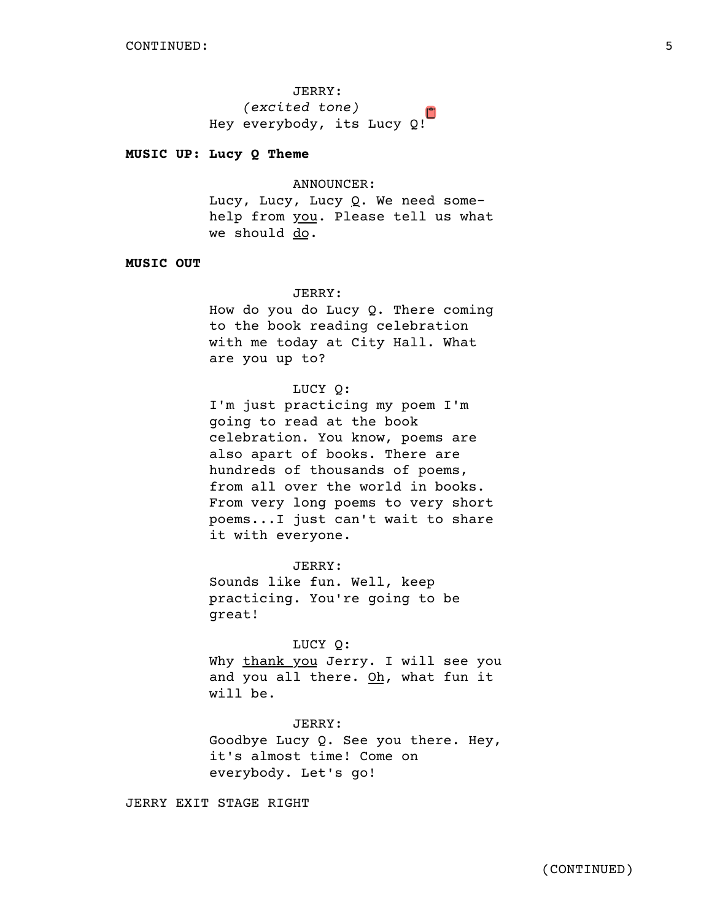CONTINUED:

JERRY:
*(excited tone)*
Hey everybody, its Lucy Q!

**MUSIC UP: Lucy Q Theme**

ANNOUNCER:
Lucy, Lucy, Lucy Q. We need some-
help from <u>you</u>. Please tell us what
we should <u>do</u>.

**MUSIC OUT**

JERRY:
How do you do Lucy Q. There coming
to the book reading celebration
with me today at City Hall. What
are you up to?

LUCY Q:
I'm just practicing my poem I'm
going to read at the book
celebration. You know, poems are
also apart of books. There are
hundreds of thousands of poems,
from all over the world in books.
From very long poems to very short
poems...I just can't wait to share
it with everyone.

JERRY:
Sounds like fun. Well, keep
practicing. You're going to be
great!

LUCY Q:
Why <u>thank you</u> Jerry. I will see you
and you all there. <u>Oh</u>, what fun it
will be.

JERRY:
Goodbye Lucy Q. See you there. Hey,
it's almost time! Come on
everybody. Let's go!

JERRY EXIT STAGE RIGHT

(CONTINUED)